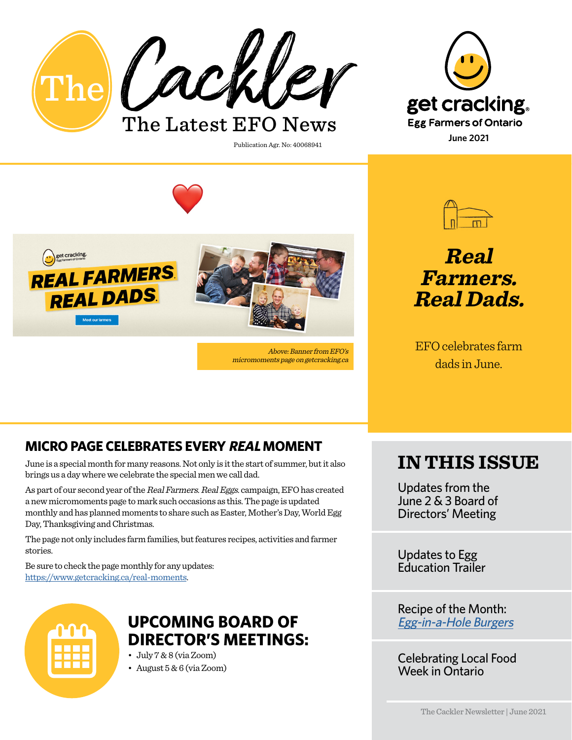# The Cackler

The Latest EFO News

Publication Agr. No: 40068941

get cracking
Egg Farmers of Ontario
June 2021

REAL FARMERS. REAL DADS.

*Above: Banner from EFO's micromoments page on getcracking.ca*

## *Real Farmers. Real Dads.*

EFO celebrates farm dads in June.

## MICRO PAGE CELEBRATES EVERY *REAL* MOMENT

June is a special month for many reasons. Not only is it the start of summer, but it also brings us a day where we celebrate the special men we call dad.

As part of our second year of the *Real Farmers. Real Eggs.* campaign, EFO has created a new micromoments page to mark such occasions as this. The page is updated monthly and has planned moments to share such as Easter, Mother's Day, World Egg Day, Thanksgiving and Christmas.

The page not only includes farm families, but features recipes, activities and farmer stories.

Be sure to check the page monthly for any updates: https://www.getcracking.ca/real-moments.

## UPCOMING BOARD OF DIRECTOR'S MEETINGS:

- July 7 & 8 (via Zoom)
- August 5 & 6 (via Zoom)

## IN THIS ISSUE

Updates from the June 2 & 3 Board of Directors' Meeting

Updates to Egg Education Trailer

Recipe of the Month: *Egg-in-a-Hole Burgers*

Celebrating Local Food Week in Ontario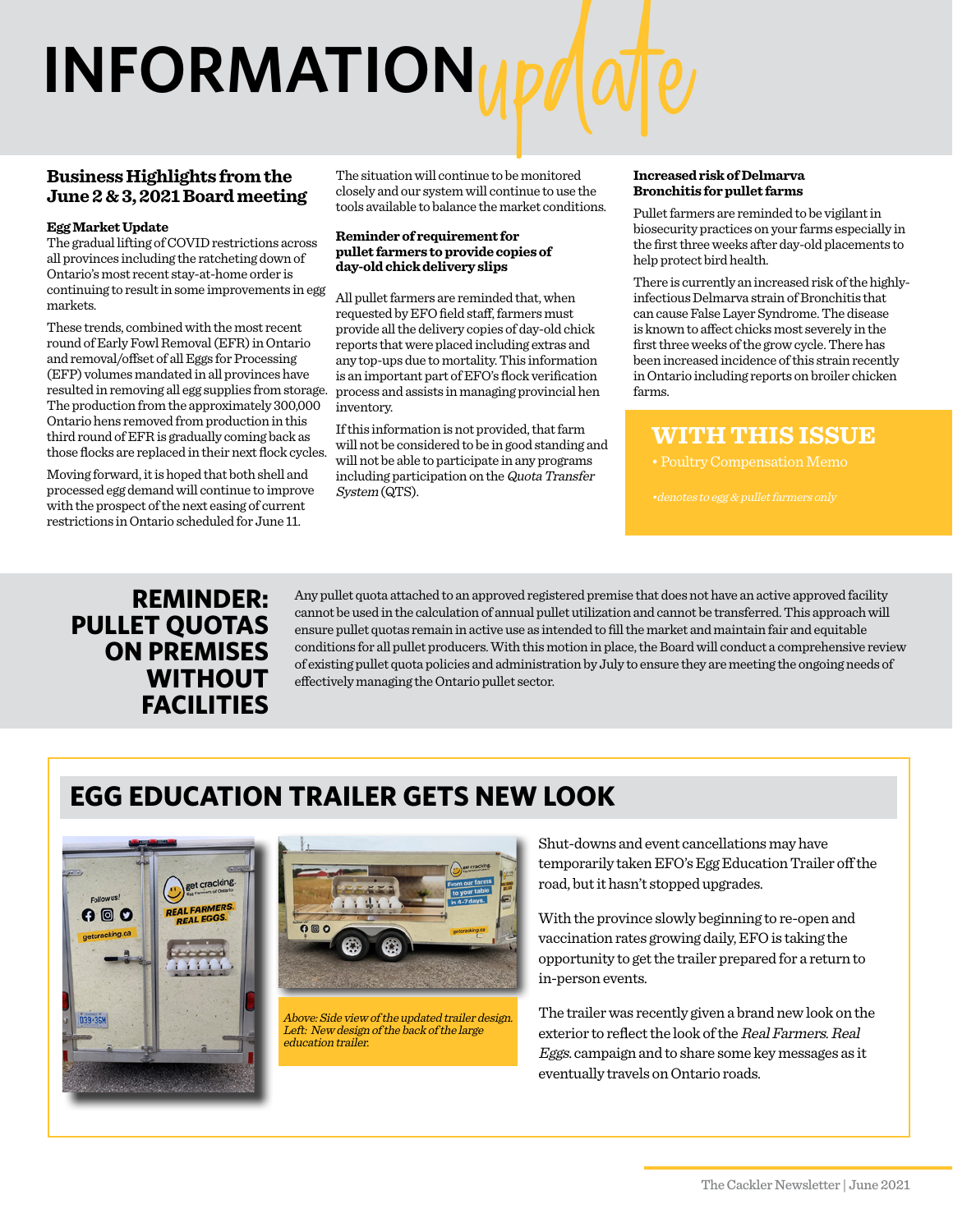# INFORMATION update

## Business Highlights from the June 2 & 3, 2021 Board meeting

**Egg Market Update**

The gradual lifting of COVID restrictions across all provinces including the ratcheting down of Ontario's most recent stay-at-home order is continuing to result in some improvements in egg markets.

These trends, combined with the most recent round of Early Fowl Removal (EFR) in Ontario and removal/offset of all Eggs for Processing (EFP) volumes mandated in all provinces have resulted in removing all egg supplies from storage. The production from the approximately 300,000 Ontario hens removed from production in this third round of EFR is gradually coming back as those flocks are replaced in their next flock cycles.

Moving forward, it is hoped that both shell and processed egg demand will continue to improve with the prospect of the next easing of current restrictions in Ontario scheduled for June 11.

The situation will continue to be monitored closely and our system will continue to use the tools available to balance the market conditions.

**Reminder of requirement for pullet farmers to provide copies of day-old chick delivery slips**

All pullet farmers are reminded that, when requested by EFO field staff, farmers must provide all the delivery copies of day-old chick reports that were placed including extras and any top-ups due to mortality. This information is an important part of EFO's flock verification process and assists in managing provincial hen inventory.

If this information is not provided, that farm will not be considered to be in good standing and will not be able to participate in any programs including participation on the *Quota Transfer System* (QTS).

**Increased risk of Delmarva Bronchitis for pullet farms**

Pullet farmers are reminded to be vigilant in biosecurity practices on your farms especially in the first three weeks after day-old placements to help protect bird health.

There is currently an increased risk of the highly-infectious Delmarva strain of Bronchitis that can cause False Layer Syndrome. The disease is known to affect chicks most severely in the first three weeks of the grow cycle. There has been increased incidence of this strain recently in Ontario including reports on broiler chicken farms.

**WITH THIS ISSUE**

- Poultry Compensation Memo

*•denotes to egg & pullet farmers only*

## REMINDER: PULLET QUOTAS ON PREMISES WITHOUT FACILITIES

Any pullet quota attached to an approved registered premise that does not have an active approved facility cannot be used in the calculation of annual pullet utilization and cannot be transferred. This approach will ensure pullet quotas remain in active use as intended to fill the market and maintain fair and equitable conditions for all pullet producers. With this motion in place, the Board will conduct a comprehensive review of existing pullet quota policies and administration by July to ensure they are meeting the ongoing needs of effectively managing the Ontario pullet sector.

## EGG EDUCATION TRAILER GETS NEW LOOK

*Above: Side view of the updated trailer design. Left: New design of the back of the large education trailer.*

Shut-downs and event cancellations may have temporarily taken EFO's Egg Education Trailer off the road, but it hasn't stopped upgrades.

With the province slowly beginning to re-open and vaccination rates growing daily, EFO is taking the opportunity to get the trailer prepared for a return to in-person events.

The trailer was recently given a brand new look on the exterior to reflect the look of the *Real Farmers. Real Eggs.* campaign and to share some key messages as it eventually travels on Ontario roads.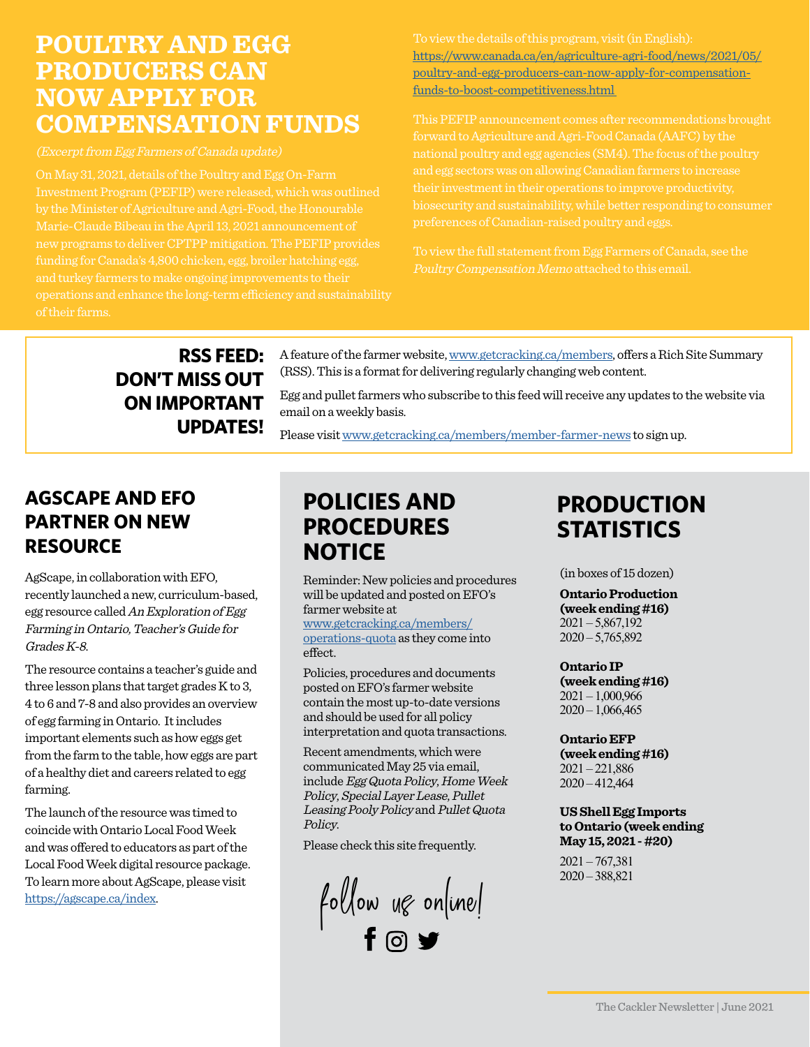# POULTRY AND EGG PRODUCERS CAN NOW APPLY FOR COMPENSATION FUNDS

*(Excerpt from Egg Farmers of Canada update)*

On May 31, 2021, details of the Poultry and Egg On-Farm Investment Program (PEFIP) were released, which was outlined by the Minister of Agriculture and Agri-Food, the Honourable Marie-Claude Bibeau in the April 13, 2021 announcement of new programs to deliver CPTPP mitigation. The PEFIP provides funding for Canada's 4,800 chicken, egg, broiler hatching egg, and turkey farmers to make ongoing improvements to their operations and enhance the long-term efficiency and sustainability of their farms.

To view the details of this program, visit (in English): https://www.canada.ca/en/agriculture-agri-food/news/2021/05/poultry-and-egg-producers-can-now-apply-for-compensation-funds-to-boost-competitiveness.html

This PEFIP announcement comes after recommendations brought forward to Agriculture and Agri-Food Canada (AAFC) by the national poultry and egg agencies (SM4). The focus of the poultry and egg sectors was on allowing Canadian farmers to increase their investment in their operations to improve productivity, biosecurity and sustainability, while better responding to consumer preferences of Canadian-raised poultry and eggs.

To view the full statement from Egg Farmers of Canada, see the *Poultry Compensation Memo* attached to this email.

## RSS FEED: DON'T MISS OUT ON IMPORTANT UPDATES!

A feature of the farmer website, www.getcracking.ca/members, offers a Rich Site Summary (RSS). This is a format for delivering regularly changing web content.

Egg and pullet farmers who subscribe to this feed will receive any updates to the website via email on a weekly basis.

Please visit www.getcracking.ca/members/member-farmer-news to sign up.

## AGSCAPE AND EFO PARTNER ON NEW RESOURCE

AgScape, in collaboration with EFO, recently launched a new, curriculum-based, egg resource called *An Exploration of Egg Farming in Ontario, Teacher's Guide for Grades K-8*.

The resource contains a teacher's guide and three lesson plans that target grades K to 3, 4 to 6 and 7-8 and also provides an overview of egg farming in Ontario. It includes important elements such as how eggs get from the farm to the table, how eggs are part of a healthy diet and careers related to egg farming.

The launch of the resource was timed to coincide with Ontario Local Food Week and was offered to educators as part of the Local Food Week digital resource package. To learn more about AgScape, please visit https://agscape.ca/index.

## POLICIES AND PROCEDURES NOTICE

Reminder: New policies and procedures will be updated and posted on EFO's farmer website at www.getcracking.ca/members/operations-quota as they come into effect.

Policies, procedures and documents posted on EFO's farmer website contain the most up-to-date versions and should be used for all policy interpretation and quota transactions.

Recent amendments, which were communicated May 25 via email, include *Egg Quota Policy*, *Home Week Policy*, *Special Layer Lease*, *Pullet Leasing Pooly Policy* and *Pullet Quota Policy*.

Please check this site frequently.

follow us online!

## PRODUCTION STATISTICS

(in boxes of 15 dozen)

**Ontario Production (week ending #16)**
2021 – 5,867,192
2020 – 5,765,892

**Ontario IP (week ending #16)**
2021 – 1,000,966
2020 – 1,066,465

**Ontario EFP (week ending #16)**
2021 – 221,886
2020 – 412,464

**US Shell Egg Imports to Ontario (week ending May 15, 2021 - #20)**
2021 – 767,381
2020 – 388,821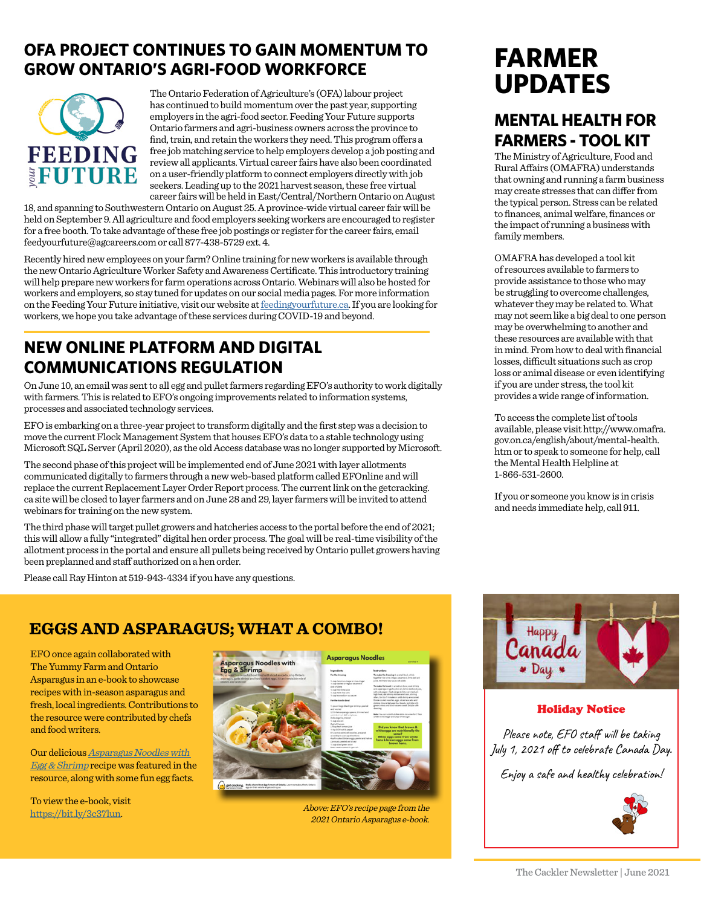## OFA PROJECT CONTINUES TO GAIN MOMENTUM TO GROW ONTARIO'S AGRI-FOOD WORKFORCE

The Ontario Federation of Agriculture's (OFA) labour project has continued to build momentum over the past year, supporting employers in the agri-food sector. Feeding Your Future supports Ontario farmers and agri-business owners across the province to find, train, and retain the workers they need. This program offers a free job matching service to help employers develop a job posting and review all applicants. Virtual career fairs have also been coordinated on a user-friendly platform to connect employers directly with job seekers. Leading up to the 2021 harvest season, these free virtual career fairs will be held in East/Central/Northern Ontario on August 18, and spanning to Southwestern Ontario on August 25. A province-wide virtual career fair will be held on September 9. All agriculture and food employers seeking workers are encouraged to register for a free booth. To take advantage of these free job postings or register for the career fairs, email feedyourfuture@agcareers.com or call 877-438-5729 ext. 4.

Recently hired new employees on your farm? Online training for new workers is available through the new Ontario Agriculture Worker Safety and Awareness Certificate. This introductory training will help prepare new workers for farm operations across Ontario. Webinars will also be hosted for workers and employers, so stay tuned for updates on our social media pages. For more information on the Feeding Your Future initiative, visit our website at feedingyourfuture.ca. If you are looking for workers, we hope you take advantage of these services during COVID-19 and beyond.

## NEW ONLINE PLATFORM AND DIGITAL COMMUNICATIONS REGULATION

On June 10, an email was sent to all egg and pullet farmers regarding EFO's authority to work digitally with farmers. This is related to EFO's ongoing improvements related to information systems, processes and associated technology services.

EFO is embarking on a three-year project to transform digitally and the first step was a decision to move the current Flock Management System that houses EFO's data to a stable technology using Microsoft SQL Server (April 2020), as the old Access database was no longer supported by Microsoft.

The second phase of this project will be implemented end of June 2021 with layer allotments communicated digitally to farmers through a new web-based platform called EFOnline and will replace the current Replacement Layer Order Report process. The current link on the getcracking.ca site will be closed to layer farmers and on June 28 and 29, layer farmers will be invited to attend webinars for training on the new system.

The third phase will target pullet growers and hatcheries access to the portal before the end of 2021; this will allow a fully "integrated" digital hen order process. The goal will be real-time visibility of the allotment process in the portal and ensure all pullets being received by Ontario pullet growers having been preplanned and staff authorized on a hen order.

Please call Ray Hinton at 519-943-4334 if you have any questions.

## EGGS AND ASPARAGUS; WHAT A COMBO!

EFO once again collaborated with The Yummy Farm and Ontario Asparagus in an e-book to showcase recipes with in-season asparagus and fresh, local ingredients. Contributions to the resource were contributed by chefs and food writers.

Our delicious *Asparagus Noodles with Egg & Shrimp* recipe was featured in the resource, along with some fun egg facts.

To view the e-book, visit https://bit.ly/3c37lun.

*Above: EFO's recipe page from the 2021 Ontario Asparagus e-book.*

# FARMER UPDATES

## MENTAL HEALTH FOR FARMERS - TOOL KIT

The Ministry of Agriculture, Food and Rural Affairs (OMAFRA) understands that owning and running a farm business may create stresses that can differ from the typical person. Stress can be related to finances, animal welfare, finances or the impact of running a business with family members.

OMAFRA has developed a tool kit of resources available to farmers to provide assistance to those who may be struggling to overcome challenges, whatever they may be related to. What may not seem like a big deal to one person may be overwhelming to another and these resources are available with that in mind. From how to deal with financial losses, difficult situations such as crop loss or animal disease or even identifying if you are under stress, the tool kit provides a wide range of information.

To access the complete list of tools available, please visit http://www.omafra.gov.on.ca/english/about/mental-health.htm or to speak to someone for help, call the Mental Health Helpline at 1-866-531-2600.

If you or someone you know is in crisis and needs immediate help, call 911.

### Holiday Notice

*Please note, EFO staff will be taking July 1, 2021 off to celebrate Canada Day.*

*Enjoy a safe and healthy celebration!*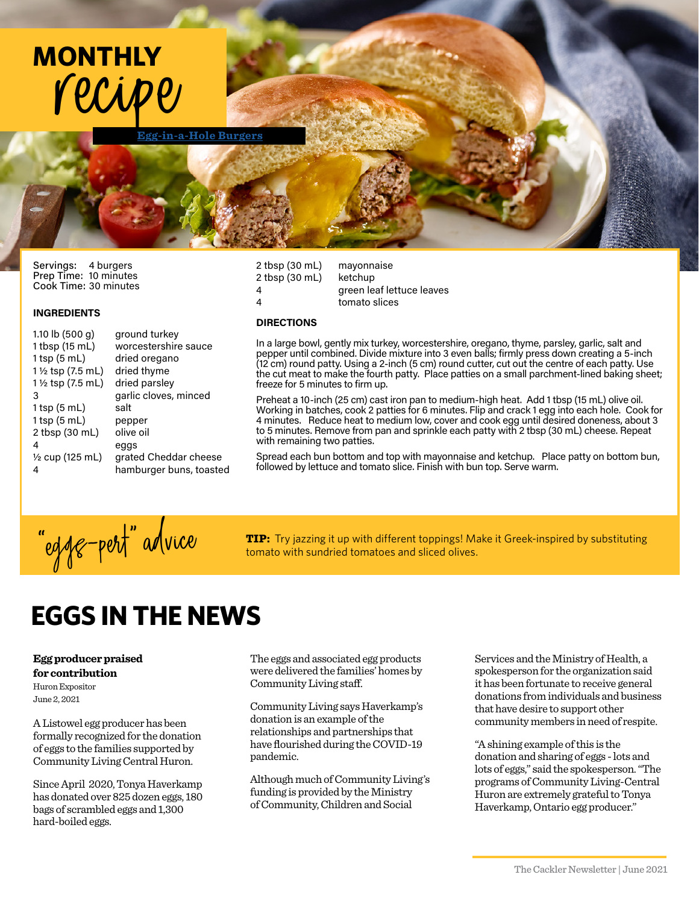# MONTHLY recipe

**Egg-in-a-Hole Burgers**

Servings: 4 burgers
Prep Time: 10 minutes
Cook Time: 30 minutes

### INGREDIENTS

| | |
|---|---|
| 1.10 lb (500 g) | ground turkey |
| 1 tbsp (15 mL) | worcestershire sauce |
| 1 tsp (5 mL) | dried oregano |
| 1 ½ tsp (7.5 mL) | dried thyme |
| 1 ½ tsp (7.5 mL) | dried parsley |
| 3 | garlic cloves, minced |
| 1 tsp (5 mL) | salt |
| 1 tsp (5 mL) | pepper |
| 2 tbsp (30 mL) | olive oil |
| 4 | eggs |
| ½ cup (125 mL) | grated Cheddar cheese |
| 4 | hamburger buns, toasted |
| 2 tbsp (30 mL) | mayonnaise |
| 2 tbsp (30 mL) | ketchup |
| 4 | green leaf lettuce leaves |
| 4 | tomato slices |

### DIRECTIONS

In a large bowl, gently mix turkey, worcestershire, oregano, thyme, parsley, garlic, salt and pepper until combined. Divide mixture into 3 even balls; firmly press down creating a 5-inch (12 cm) round patty. Using a 2-inch (5 cm) round cutter, cut out the centre of each patty. Use the cut meat to make the fourth patty. Place patties on a small parchment-lined baking sheet; freeze for 5 minutes to firm up.

Preheat a 10-inch (25 cm) cast iron pan to medium-high heat. Add 1 tbsp (15 mL) olive oil. Working in batches, cook 2 patties for 6 minutes. Flip and crack 1 egg into each hole. Cook for 4 minutes. Reduce heat to medium low, cover and cook egg until desired doneness, about 3 to 5 minutes. Remove from pan and sprinkle each patty with 2 tbsp (30 mL) cheese. Repeat with remaining two patties.

Spread each bun bottom and top with mayonnaise and ketchup. Place patty on bottom bun, followed by lettuce and tomato slice. Finish with bun top. Serve warm.

"eggs-pert" advice

**TIP:** Try jazzing it up with different toppings! Make it Greek-inspired by substituting tomato with sundried tomatoes and sliced olives.

# EGGS IN THE NEWS

**Egg producer praised for contribution**
Huron Expositor
June 2, 2021

A Listowel egg producer has been formally recognized for the donation of eggs to the families supported by Community Living Central Huron.

Since April 2020, Tonya Haverkamp has donated over 825 dozen eggs, 180 bags of scrambled eggs and 1,300 hard-boiled eggs.

The eggs and associated egg products were delivered the families' homes by Community Living staff.

Community Living says Haverkamp's donation is an example of the relationships and partnerships that have flourished during the COVID-19 pandemic.

Although much of Community Living's funding is provided by the Ministry of Community, Children and Social Services and the Ministry of Health, a spokesperson for the organization said it has been fortunate to receive general donations from individuals and business that have desire to support other community members in need of respite.

"A shining example of this is the donation and sharing of eggs - lots and lots of eggs," said the spokesperson. "The programs of Community Living-Central Huron are extremely grateful to Tonya Haverkamp, Ontario egg producer."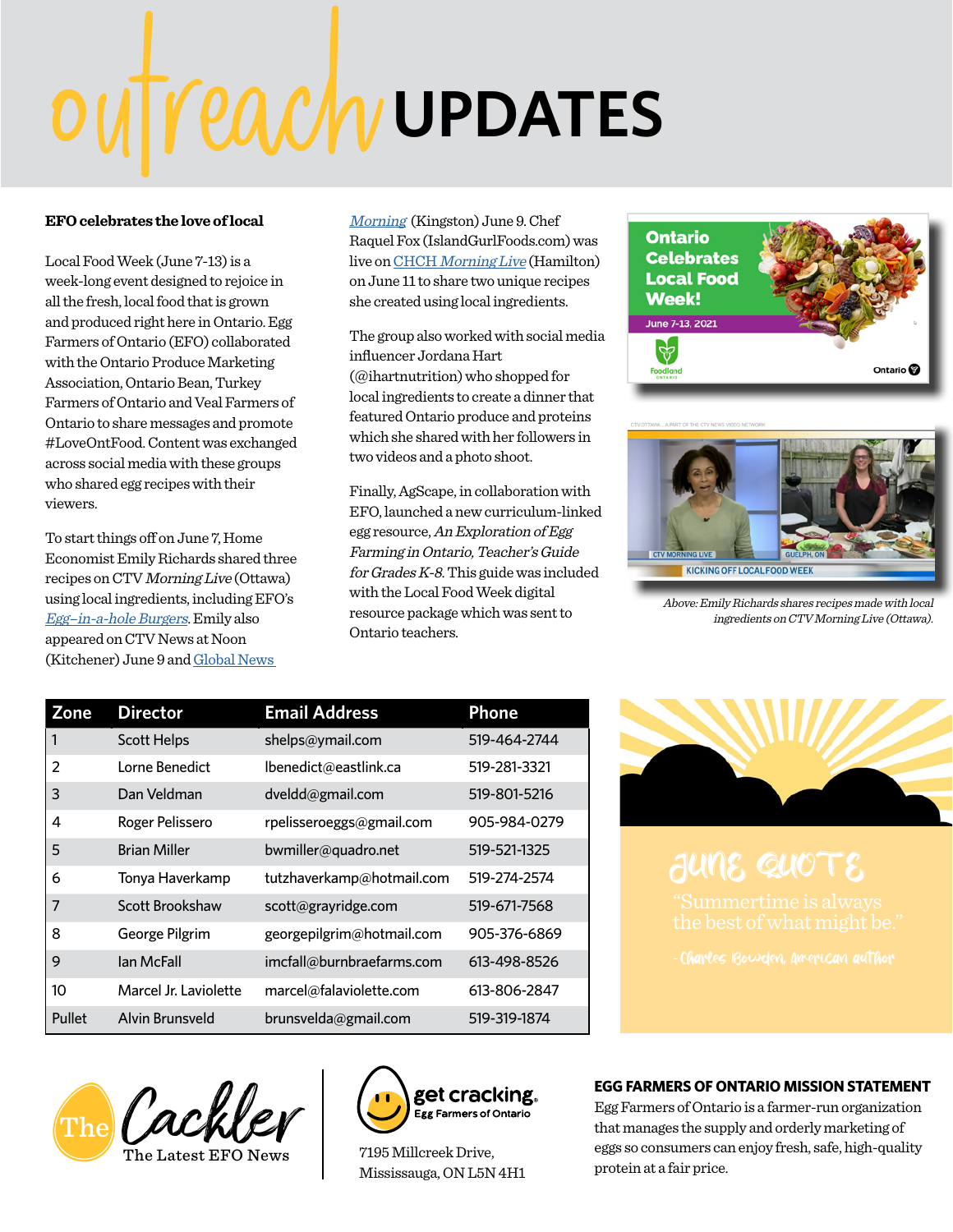# outreach UPDATES

**EFO celebrates the love of local**

Local Food Week (June 7-13) is a week-long event designed to rejoice in all the fresh, local food that is grown and produced right here in Ontario. Egg Farmers of Ontario (EFO) collaborated with the Ontario Produce Marketing Association, Ontario Bean, Turkey Farmers of Ontario and Veal Farmers of Ontario to share messages and promote #LoveOntFood. Content was exchanged across social media with these groups who shared egg recipes with their viewers.

To start things off on June 7, Home Economist Emily Richards shared three recipes on CTV *Morning Live* (Ottawa) using local ingredients, including EFO's *Egg–in-a-hole Burgers*. Emily also appeared on CTV News at Noon (Kitchener) June 9 and Global News *Morning* (Kingston) June 9. Chef Raquel Fox (IslandGurlFoods.com) was live on CHCH *Morning Live* (Hamilton) on June 11 to share two unique recipes she created using local ingredients.

The group also worked with social media influencer Jordana Hart (@ihartnutrition) who shopped for local ingredients to create a dinner that featured Ontario produce and proteins which she shared with her followers in two videos and a photo shoot.

Finally, AgScape, in collaboration with EFO, launched a new curriculum-linked egg resource, *An Exploration of Egg Farming in Ontario, Teacher's Guide for Grades K-8*. This guide was included with the Local Food Week digital resource package which was sent to Ontario teachers.

Ontario Celebrates Local Food Week!
June 7-13, 2021

*Above: Emily Richards shares recipes made with local ingredients on CTV Morning Live (Ottawa).*

| Zone | Director | Email Address | Phone |
|---|---|---|---|
| 1 | Scott Helps | shelps@ymail.com | 519-464-2744 |
| 2 | Lorne Benedict | lbenedict@eastlink.ca | 519-281-3321 |
| 3 | Dan Veldman | dveldd@gmail.com | 519-801-5216 |
| 4 | Roger Pelissero | rpelisseroeggs@gmail.com | 905-984-0279 |
| 5 | Brian Miller | bwmiller@quadro.net | 519-521-1325 |
| 6 | Tonya Haverkamp | tutzhaverkamp@hotmail.com | 519-274-2574 |
| 7 | Scott Brookshaw | scott@grayridge.com | 519-671-7568 |
| 8 | George Pilgrim | georgepilgrim@hotmail.com | 905-376-6869 |
| 9 | Ian McFall | imcfall@burnbraefarms.com | 613-498-8526 |
| 10 | Marcel Jr. Laviolette | marcel@falaviolette.com | 613-806-2847 |
| Pullet | Alvin Brunsveld | brunsvelda@gmail.com | 519-319-1874 |

**June Quote**

"Summertime is always the best of what might be."

- Charles Bowden, American author

The Cackler – The Latest EFO News

get cracking – Egg Farmers of Ontario
7195 Millcreek Drive,
Mississauga, ON L5N 4H1

**EGG FARMERS OF ONTARIO MISSION STATEMENT**

Egg Farmers of Ontario is a farmer-run organization that manages the supply and orderly marketing of eggs so consumers can enjoy fresh, safe, high-quality protein at a fair price.